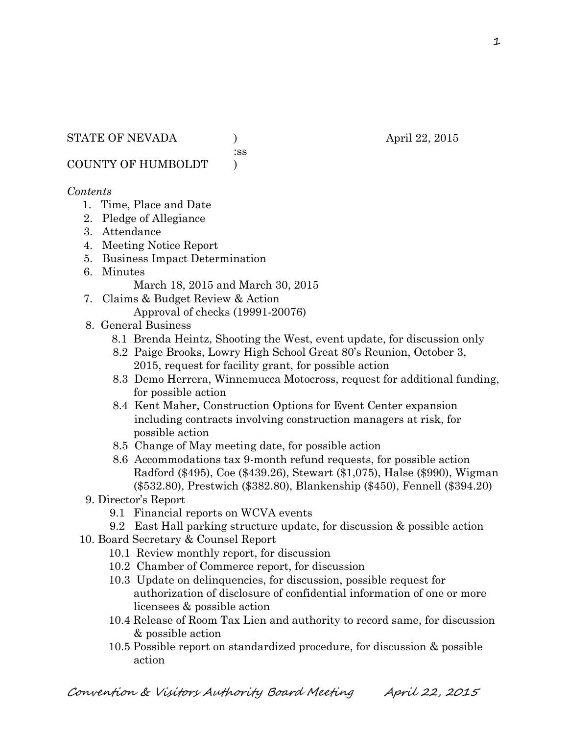STATE OF NEVADA )  
:ss  
COUNTY OF HUMBOLDT )

April 22, 2015

*Contents*

1. Time, Place and Date
2. Pledge of Allegiance
3. Attendance
4. Meeting Notice Report
5. Business Impact Determination
6. Minutes
   March 18, 2015 and March 30, 2015
7. Claims & Budget Review & Action
   Approval of checks (19991-20076)
8. General Business
   - 8.1 Brenda Heintz, Shooting the West, event update, for discussion only
   - 8.2 Paige Brooks, Lowry High School Great 80's Reunion, October 3, 2015, request for facility grant, for possible action
   - 8.3 Demo Herrera, Winnemucca Motocross, request for additional funding, for possible action
   - 8.4 Kent Maher, Construction Options for Event Center expansion including contracts involving construction managers at risk, for possible action
   - 8.5 Change of May meeting date, for possible action
   - 8.6 Accommodations tax 9-month refund requests, for possible action Radford ($495), Coe ($439.26), Stewart ($1,075), Halse ($990), Wigman ($532.80), Prestwich ($382.80), Blankenship ($450), Fennell ($394.20)
9. Director's Report
   - 9.1 Financial reports on WCVA events
   - 9.2 East Hall parking structure update, for discussion & possible action
10. Board Secretary & Counsel Report
    - 10.1 Review monthly report, for discussion
    - 10.2 Chamber of Commerce report, for discussion
    - 10.3 Update on delinquencies, for discussion, possible request for authorization of disclosure of confidential information of one or more licensees & possible action
    - 10.4 Release of Room Tax Lien and authority to record same, for discussion & possible action
    - 10.5 Possible report on standardized procedure, for discussion & possible action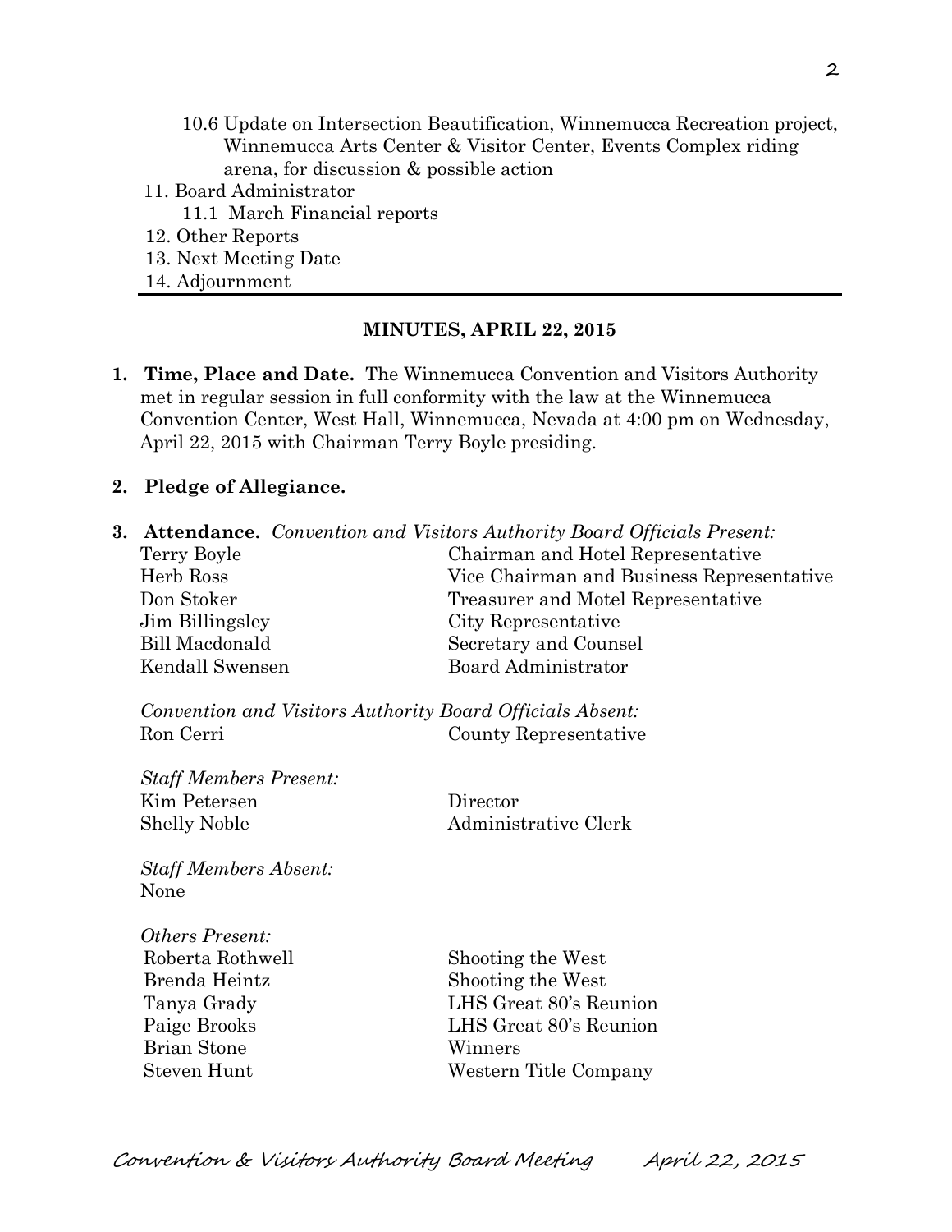10.6 Update on Intersection Beautification, Winnemucca Recreation project, Winnemucca Arts Center & Visitor Center, Events Complex riding arena, for discussion & possible action

11. Board Administrator
    11.1 March Financial reports
12. Other Reports
13. Next Meeting Date
14. Adjournment

---

## MINUTES, APRIL 22, 2015

**1. Time, Place and Date.** The Winnemucca Convention and Visitors Authority met in regular session in full conformity with the law at the Winnemucca Convention Center, West Hall, Winnemucca, Nevada at 4:00 pm on Wednesday, April 22, 2015 with Chairman Terry Boyle presiding.

**2. Pledge of Allegiance.**

**3. Attendance.** *Convention and Visitors Authority Board Officials Present:*

| | |
|---|---|
| Terry Boyle | Chairman and Hotel Representative |
| Herb Ross | Vice Chairman and Business Representative |
| Don Stoker | Treasurer and Motel Representative |
| Jim Billingsley | City Representative |
| Bill Macdonald | Secretary and Counsel |
| Kendall Swensen | Board Administrator |

*Convention and Visitors Authority Board Officials Absent:*

| | |
|---|---|
| Ron Cerri | County Representative |

*Staff Members Present:*

| | |
|---|---|
| Kim Petersen | Director |
| Shelly Noble | Administrative Clerk |

*Staff Members Absent:*
None

*Others Present:*

| | |
|---|---|
| Roberta Rothwell | Shooting the West |
| Brenda Heintz | Shooting the West |
| Tanya Grady | LHS Great 80's Reunion |
| Paige Brooks | LHS Great 80's Reunion |
| Brian Stone | Winners |
| Steven Hunt | Western Title Company |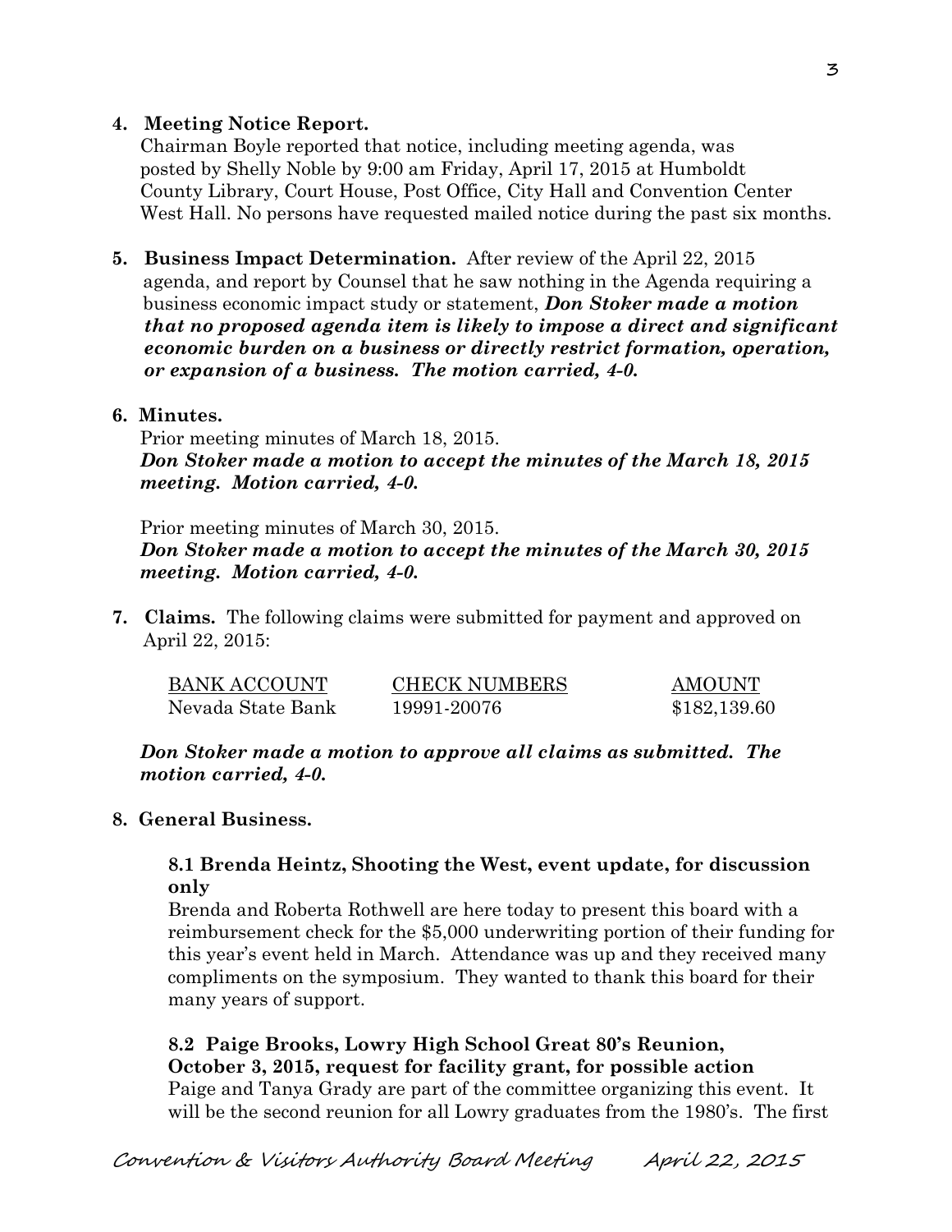**4. Meeting Notice Report.**

Chairman Boyle reported that notice, including meeting agenda, was posted by Shelly Noble by 9:00 am Friday, April 17, 2015 at Humboldt County Library, Court House, Post Office, City Hall and Convention Center West Hall. No persons have requested mailed notice during the past six months.

**5. Business Impact Determination.** After review of the April 22, 2015 agenda, and report by Counsel that he saw nothing in the Agenda requiring a business economic impact study or statement, ***Don Stoker made a motion that no proposed agenda item is likely to impose a direct and significant economic burden on a business or directly restrict formation, operation, or expansion of a business. The motion carried, 4-0.***

**6. Minutes.**

Prior meeting minutes of March 18, 2015.
***Don Stoker made a motion to accept the minutes of the March 18, 2015 meeting. Motion carried, 4-0.***

Prior meeting minutes of March 30, 2015.
***Don Stoker made a motion to accept the minutes of the March 30, 2015 meeting. Motion carried, 4-0.***

**7. Claims.** The following claims were submitted for payment and approved on April 22, 2015:

| BANK ACCOUNT | CHECK NUMBERS | AMOUNT |
|---|---|---|
| Nevada State Bank | 19991-20076 | \$182,139.60 |

***Don Stoker made a motion to approve all claims as submitted. The motion carried, 4-0.***

**8. General Business.**

**8.1 Brenda Heintz, Shooting the West, event update, for discussion only**

Brenda and Roberta Rothwell are here today to present this board with a reimbursement check for the \$5,000 underwriting portion of their funding for this year's event held in March. Attendance was up and they received many compliments on the symposium. They wanted to thank this board for their many years of support.

**8.2 Paige Brooks, Lowry High School Great 80's Reunion, October 3, 2015, request for facility grant, for possible action**

Paige and Tanya Grady are part of the committee organizing this event. It will be the second reunion for all Lowry graduates from the 1980's. The first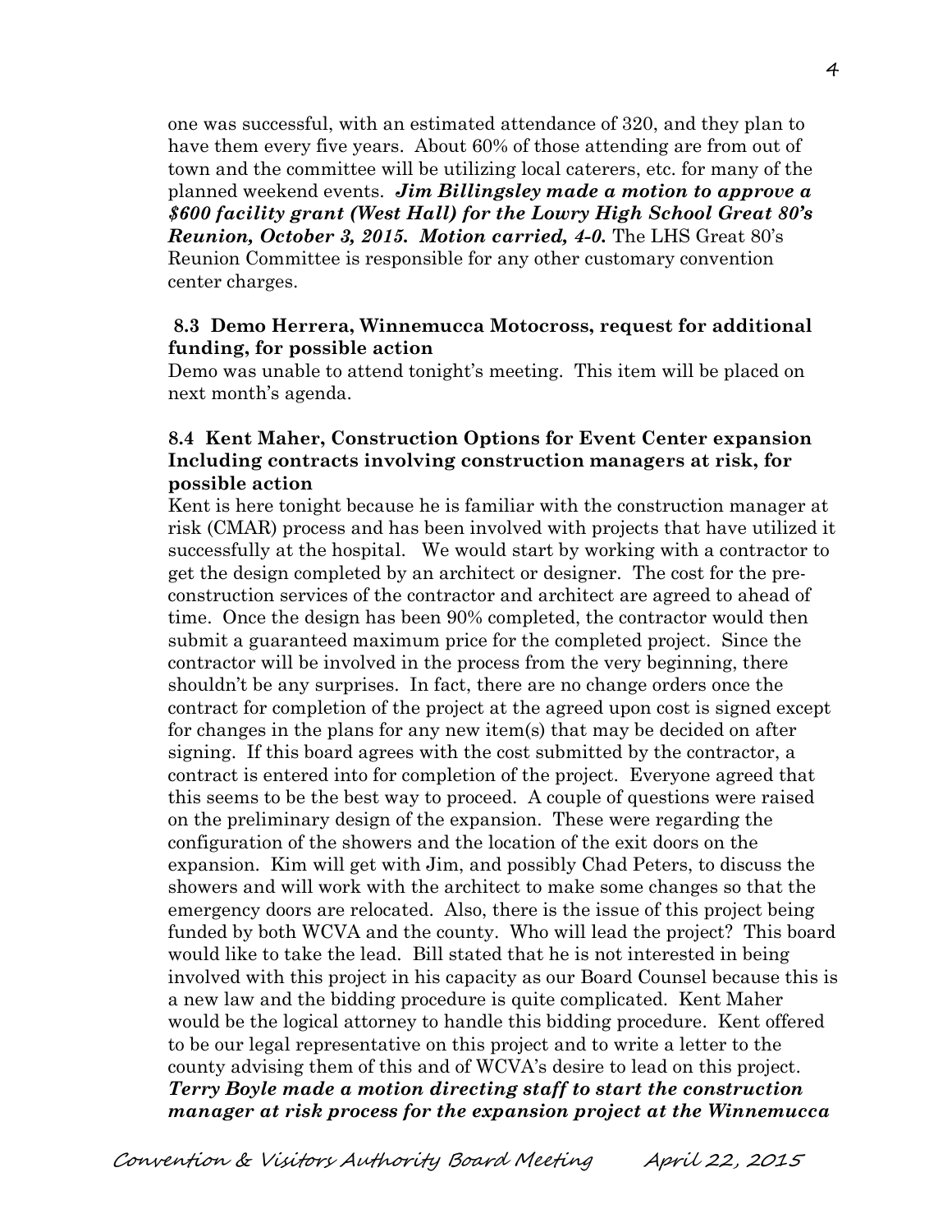one was successful, with an estimated attendance of 320, and they plan to have them every five years. About 60% of those attending are from out of town and the committee will be utilizing local caterers, etc. for many of the planned weekend events. ***Jim Billingsley made a motion to approve a $600 facility grant (West Hall) for the Lowry High School Great 80's Reunion, October 3, 2015. Motion carried, 4-0.*** The LHS Great 80's Reunion Committee is responsible for any other customary convention center charges.

**8.3 Demo Herrera, Winnemucca Motocross, request for additional funding, for possible action**

Demo was unable to attend tonight's meeting. This item will be placed on next month's agenda.

**8.4 Kent Maher, Construction Options for Event Center expansion Including contracts involving construction managers at risk, for possible action**

Kent is here tonight because he is familiar with the construction manager at risk (CMAR) process and has been involved with projects that have utilized it successfully at the hospital. We would start by working with a contractor to get the design completed by an architect or designer. The cost for the pre-construction services of the contractor and architect are agreed to ahead of time. Once the design has been 90% completed, the contractor would then submit a guaranteed maximum price for the completed project. Since the contractor will be involved in the process from the very beginning, there shouldn't be any surprises. In fact, there are no change orders once the contract for completion of the project at the agreed upon cost is signed except for changes in the plans for any new item(s) that may be decided on after signing. If this board agrees with the cost submitted by the contractor, a contract is entered into for completion of the project. Everyone agreed that this seems to be the best way to proceed. A couple of questions were raised on the preliminary design of the expansion. These were regarding the configuration of the showers and the location of the exit doors on the expansion. Kim will get with Jim, and possibly Chad Peters, to discuss the showers and will work with the architect to make some changes so that the emergency doors are relocated. Also, there is the issue of this project being funded by both WCVA and the county. Who will lead the project? This board would like to take the lead. Bill stated that he is not interested in being involved with this project in his capacity as our Board Counsel because this is a new law and the bidding procedure is quite complicated. Kent Maher would be the logical attorney to handle this bidding procedure. Kent offered to be our legal representative on this project and to write a letter to the county advising them of this and of WCVA's desire to lead on this project. ***Terry Boyle made a motion directing staff to start the construction manager at risk process for the expansion project at the Winnemucca***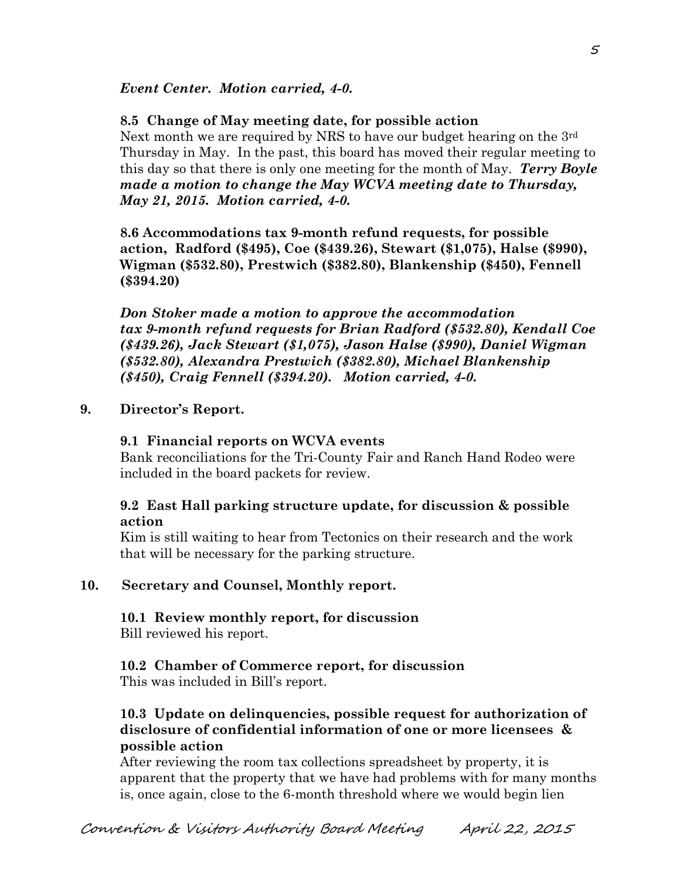***Event Center. Motion carried, 4-0.***

**8.5 Change of May meeting date, for possible action**

Next month we are required by NRS to have our budget hearing on the 3rd Thursday in May. In the past, this board has moved their regular meeting to this day so that there is only one meeting for the month of May. ***Terry Boyle made a motion to change the May WCVA meeting date to Thursday, May 21, 2015. Motion carried, 4-0.***

**8.6 Accommodations tax 9-month refund requests, for possible action, Radford ($495), Coe ($439.26), Stewart ($1,075), Halse ($990), Wigman ($532.80), Prestwich ($382.80), Blankenship ($450), Fennell ($394.20)**

***Don Stoker made a motion to approve the accommodation tax 9-month refund requests for Brian Radford ($532.80), Kendall Coe ($439.26), Jack Stewart ($1,075), Jason Halse ($990), Daniel Wigman ($532.80), Alexandra Prestwich ($382.80), Michael Blankenship ($450), Craig Fennell ($394.20). Motion carried, 4-0.***

**9. Director's Report.**

**9.1 Financial reports on WCVA events**

Bank reconciliations for the Tri-County Fair and Ranch Hand Rodeo were included in the board packets for review.

**9.2 East Hall parking structure update, for discussion & possible action**

Kim is still waiting to hear from Tectonics on their research and the work that will be necessary for the parking structure.

**10. Secretary and Counsel, Monthly report.**

**10.1 Review monthly report, for discussion**

Bill reviewed his report.

**10.2 Chamber of Commerce report, for discussion**

This was included in Bill's report.

**10.3 Update on delinquencies, possible request for authorization of disclosure of confidential information of one or more licensees & possible action**

After reviewing the room tax collections spreadsheet by property, it is apparent that the property that we have had problems with for many months is, once again, close to the 6-month threshold where we would begin lien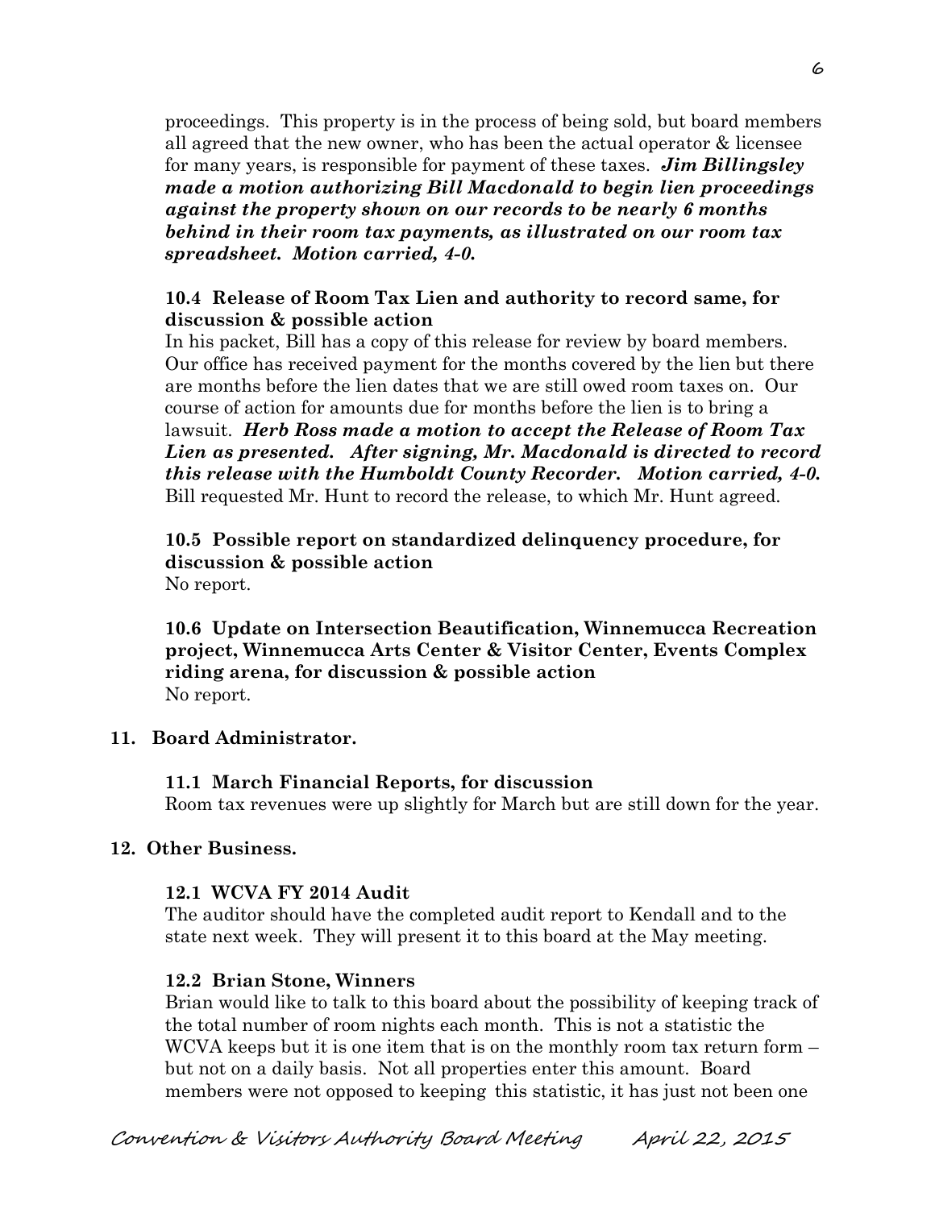proceedings. This property is in the process of being sold, but board members all agreed that the new owner, who has been the actual operator & licensee for many years, is responsible for payment of these taxes. ***Jim Billingsley made a motion authorizing Bill Macdonald to begin lien proceedings against the property shown on our records to be nearly 6 months behind in their room tax payments, as illustrated on our room tax spreadsheet. Motion carried, 4-0.***

**10.4 Release of Room Tax Lien and authority to record same, for discussion & possible action**

In his packet, Bill has a copy of this release for review by board members. Our office has received payment for the months covered by the lien but there are months before the lien dates that we are still owed room taxes on. Our course of action for amounts due for months before the lien is to bring a lawsuit. ***Herb Ross made a motion to accept the Release of Room Tax Lien as presented. After signing, Mr. Macdonald is directed to record this release with the Humboldt County Recorder. Motion carried, 4-0.*** Bill requested Mr. Hunt to record the release, to which Mr. Hunt agreed.

**10.5 Possible report on standardized delinquency procedure, for discussion & possible action**

No report.

**10.6 Update on Intersection Beautification, Winnemucca Recreation project, Winnemucca Arts Center & Visitor Center, Events Complex riding arena, for discussion & possible action**

No report.

**11. Board Administrator.**

**11.1 March Financial Reports, for discussion**

Room tax revenues were up slightly for March but are still down for the year.

**12. Other Business.**

**12.1 WCVA FY 2014 Audit**

The auditor should have the completed audit report to Kendall and to the state next week. They will present it to this board at the May meeting.

**12.2 Brian Stone, Winners**

Brian would like to talk to this board about the possibility of keeping track of the total number of room nights each month. This is not a statistic the WCVA keeps but it is one item that is on the monthly room tax return form – but not on a daily basis. Not all properties enter this amount. Board members were not opposed to keeping this statistic, it has just not been one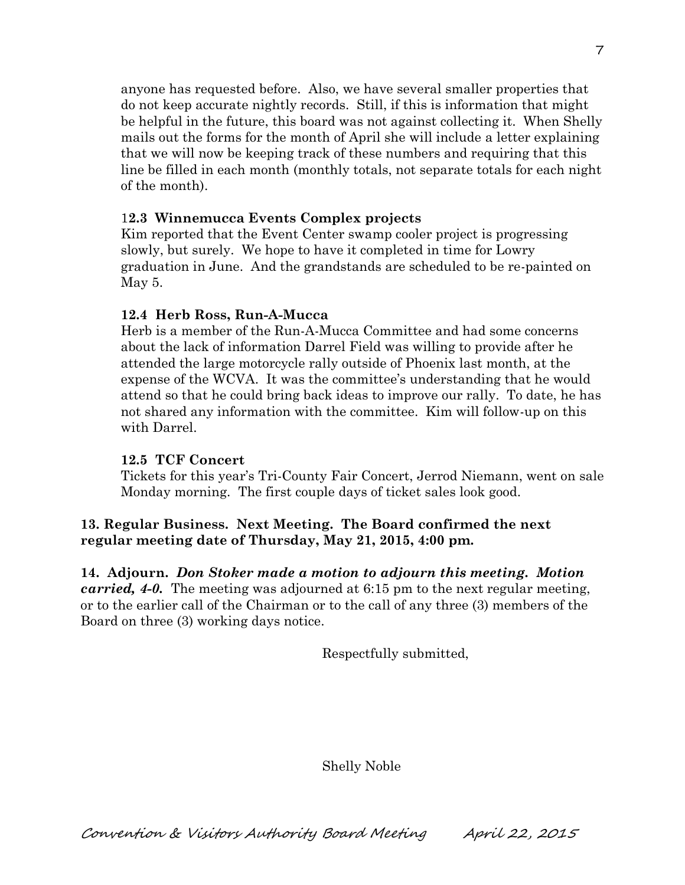anyone has requested before. Also, we have several smaller properties that do not keep accurate nightly records. Still, if this is information that might be helpful in the future, this board was not against collecting it. When Shelly mails out the forms for the month of April she will include a letter explaining that we will now be keeping track of these numbers and requiring that this line be filled in each month (monthly totals, not separate totals for each night of the month).

**12.3 Winnemucca Events Complex projects**

Kim reported that the Event Center swamp cooler project is progressing slowly, but surely. We hope to have it completed in time for Lowry graduation in June. And the grandstands are scheduled to be re-painted on May 5.

**12.4 Herb Ross, Run-A-Mucca**

Herb is a member of the Run-A-Mucca Committee and had some concerns about the lack of information Darrel Field was willing to provide after he attended the large motorcycle rally outside of Phoenix last month, at the expense of the WCVA. It was the committee's understanding that he would attend so that he could bring back ideas to improve our rally. To date, he has not shared any information with the committee. Kim will follow-up on this with Darrel.

**12.5 TCF Concert**

Tickets for this year's Tri-County Fair Concert, Jerrod Niemann, went on sale Monday morning. The first couple days of ticket sales look good.

**13. Regular Business. Next Meeting. The Board confirmed the next regular meeting date of Thursday, May 21, 2015, 4:00 pm.**

**14. Adjourn.** ***Don Stoker made a motion to adjourn this meeting. Motion carried, 4-0.*** The meeting was adjourned at 6:15 pm to the next regular meeting, or to the earlier call of the Chairman or to the call of any three (3) members of the Board on three (3) working days notice.

Respectfully submitted,

Shelly Noble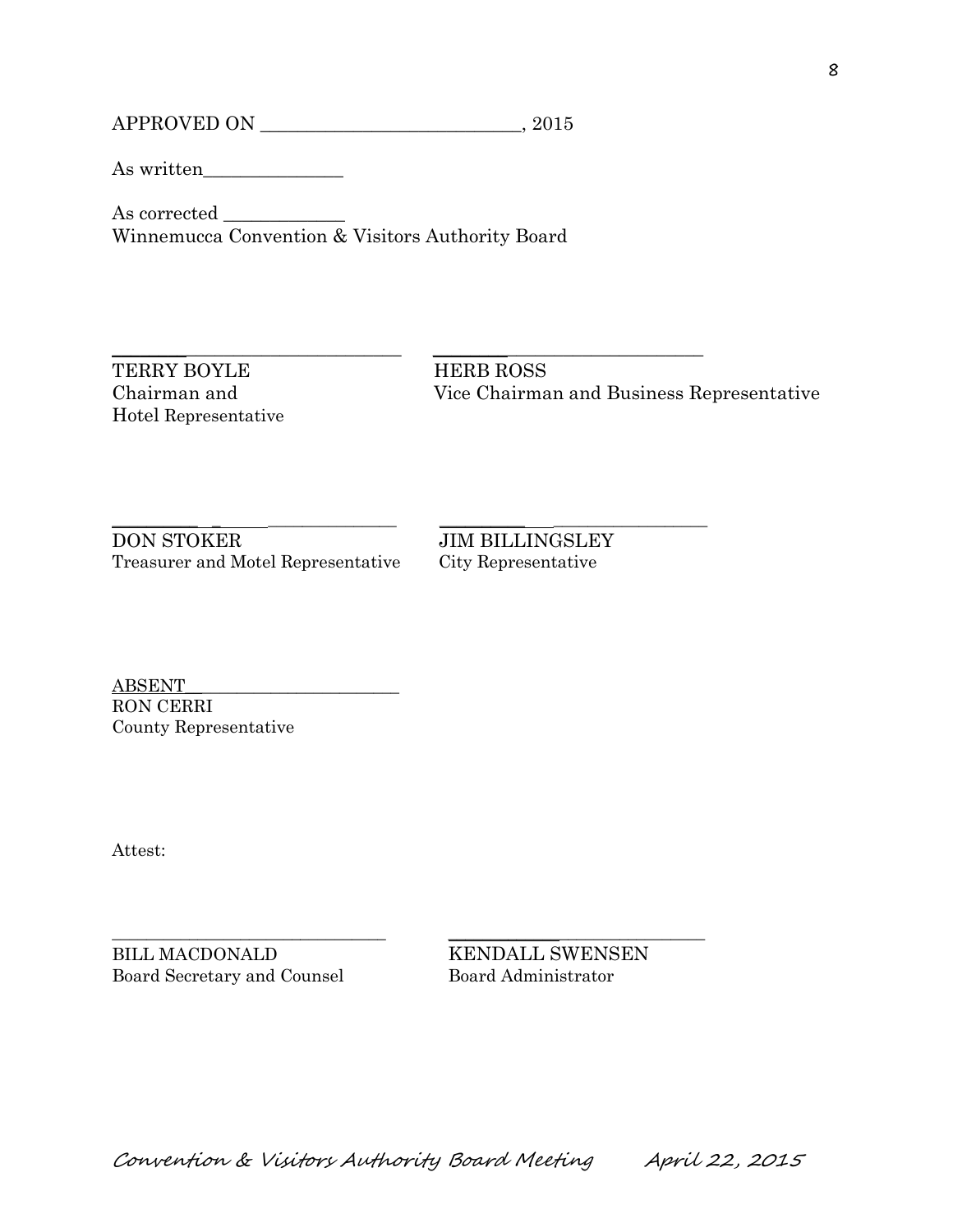APPROVED ON ___________________________, 2015

As written_______________

As corrected _____________

Winnemucca Convention & Visitors Authority Board

_______________________________ ____________________________

TERRY BOYLE  
Chairman and  
Hotel Representative

HERB ROSS  
Vice Chairman and Business Representative

_______________________________ ____________________________

DON STOKER  
Treasurer and Motel Representative

JIM BILLINGSLEY  
City Representative

ABSENT________________________

RON CERRI  
County Representative

Attest:

_______________________________ ____________________________

BILL MACDONALD  
Board Secretary and Counsel

KENDALL SWENSEN  
Board Administrator